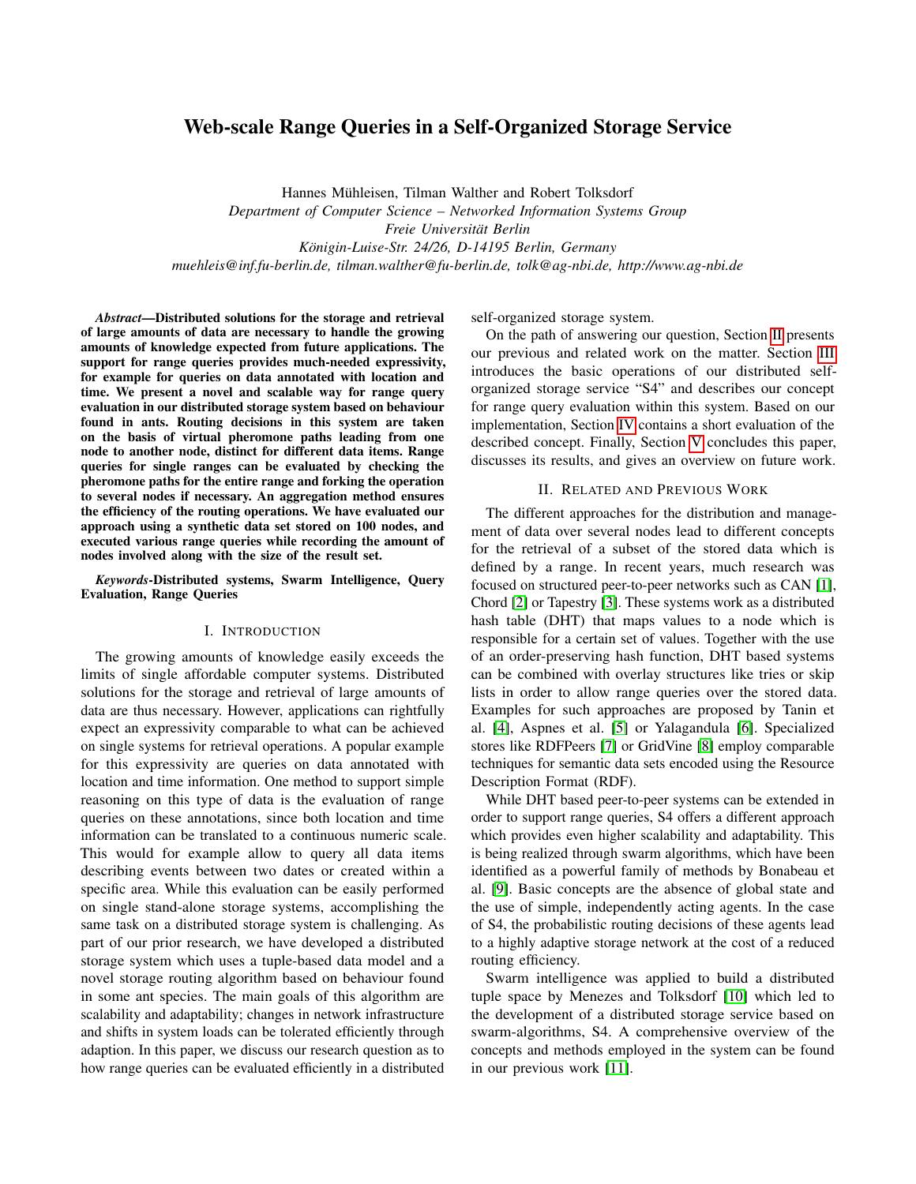# Web-scale Range Queries in a Self-Organized Storage Service

Hannes Mühleisen, Tilman Walther and Robert Tolksdorf
*Department of Computer Science – Networked Information Systems Group*
*Freie Universität Berlin*
*Königin-Luise-Str. 24/26, D-14195 Berlin, Germany*
*muehleis@inf.fu-berlin.de, tilman.walther@fu-berlin.de, tolk@ag-nbi.de, http://www.ag-nbi.de*

***Abstract*—Distributed solutions for the storage and retrieval of large amounts of data are necessary to handle the growing amounts of knowledge expected from future applications. The support for range queries provides much-needed expressivity, for example for queries on data annotated with location and time. We present a novel and scalable way for range query evaluation in our distributed storage system based on behaviour found in ants. Routing decisions in this system are taken on the basis of virtual pheromone paths leading from one node to another node, distinct for different data items. Range queries for single ranges can be evaluated by checking the pheromone paths for the entire range and forking the operation to several nodes if necessary. An aggregation method ensures the efficiency of the routing operations. We have evaluated our approach using a synthetic data set stored on 100 nodes, and executed various range queries while recording the amount of nodes involved along with the size of the result set.**

***Keywords*-Distributed systems, Swarm Intelligence, Query Evaluation, Range Queries**

## I. Introduction

The growing amounts of knowledge easily exceeds the limits of single affordable computer systems. Distributed solutions for the storage and retrieval of large amounts of data are thus necessary. However, applications can rightfully expect an expressivity comparable to what can be achieved on single systems for retrieval operations. A popular example for this expressivity are queries on data annotated with location and time information. One method to support simple reasoning on this type of data is the evaluation of range queries on these annotations, since both location and time information can be translated to a continuous numeric scale. This would for example allow to query all data items describing events between two dates or created within a specific area. While this evaluation can be easily performed on single stand-alone storage systems, accomplishing the same task on a distributed storage system is challenging. As part of our prior research, we have developed a distributed storage system which uses a tuple-based data model and a novel storage routing algorithm based on behaviour found in some ant species. The main goals of this algorithm are scalability and adaptability; changes in network infrastructure and shifts in system loads can be tolerated efficiently through adaption. In this paper, we discuss our research question as to how range queries can be evaluated efficiently in a distributed self-organized storage system.

On the path of answering our question, Section II presents our previous and related work on the matter. Section III introduces the basic operations of our distributed self-organized storage service "S4" and describes our concept for range query evaluation within this system. Based on our implementation, Section IV contains a short evaluation of the described concept. Finally, Section V concludes this paper, discusses its results, and gives an overview on future work.

## II. Related and Previous Work

The different approaches for the distribution and management of data over several nodes lead to different concepts for the retrieval of a subset of the stored data which is defined by a range. In recent years, much research was focused on structured peer-to-peer networks such as CAN [1], Chord [2] or Tapestry [3]. These systems work as a distributed hash table (DHT) that maps values to a node which is responsible for a certain set of values. Together with the use of an order-preserving hash function, DHT based systems can be combined with overlay structures like tries or skip lists in order to allow range queries over the stored data. Examples for such approaches are proposed by Tanin et al. [4], Aspnes et al. [5] or Yalagandula [6]. Specialized stores like RDFPeers [7] or GridVine [8] employ comparable techniques for semantic data sets encoded using the Resource Description Format (RDF).

While DHT based peer-to-peer systems can be extended in order to support range queries, S4 offers a different approach which provides even higher scalability and adaptability. This is being realized through swarm algorithms, which have been identified as a powerful family of methods by Bonabeau et al. [9]. Basic concepts are the absence of global state and the use of simple, independently acting agents. In the case of S4, the probabilistic routing decisions of these agents lead to a highly adaptive storage network at the cost of a reduced routing efficiency.

Swarm intelligence was applied to build a distributed tuple space by Menezes and Tolksdorf [10] which led to the development of a distributed storage service based on swarm-algorithms, S4. A comprehensive overview of the concepts and methods employed in the system can be found in our previous work [11].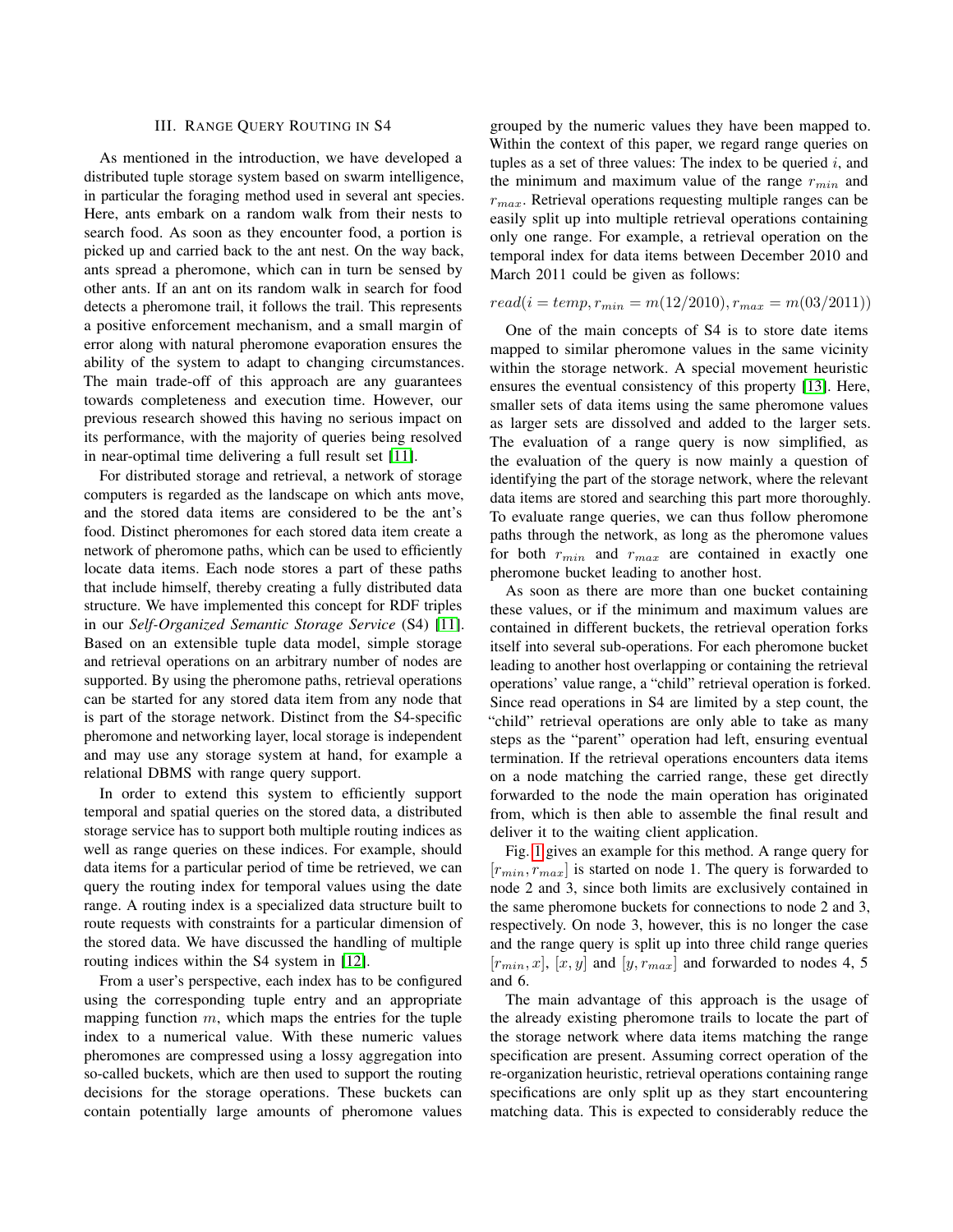## III. Range Query Routing in S4

As mentioned in the introduction, we have developed a distributed tuple storage system based on swarm intelligence, in particular the foraging method used in several ant species. Here, ants embark on a random walk from their nests to search food. As soon as they encounter food, a portion is picked up and carried back to the ant nest. On the way back, ants spread a pheromone, which can in turn be sensed by other ants. If an ant on its random walk in search for food detects a pheromone trail, it follows the trail. This represents a positive enforcement mechanism, and a small margin of error along with natural pheromone evaporation ensures the ability of the system to adapt to changing circumstances. The main trade-off of this approach are any guarantees towards completeness and execution time. However, our previous research showed this having no serious impact on its performance, with the majority of queries being resolved in near-optimal time delivering a full result set [11].

For distributed storage and retrieval, a network of storage computers is regarded as the landscape on which ants move, and the stored data items are considered to be the ant's food. Distinct pheromones for each stored data item create a network of pheromone paths, which can be used to efficiently locate data items. Each node stores a part of these paths that include himself, thereby creating a fully distributed data structure. We have implemented this concept for RDF triples in our *Self-Organized Semantic Storage Service* (S4) [11]. Based on an extensible tuple data model, simple storage and retrieval operations on an arbitrary number of nodes are supported. By using the pheromone paths, retrieval operations can be started for any stored data item from any node that is part of the storage network. Distinct from the S4-specific pheromone and networking layer, local storage is independent and may use any storage system at hand, for example a relational DBMS with range query support.

In order to extend this system to efficiently support temporal and spatial queries on the stored data, a distributed storage service has to support both multiple routing indices as well as range queries on these indices. For example, should data items for a particular period of time be retrieved, we can query the routing index for temporal values using the date range. A routing index is a specialized data structure built to route requests with constraints for a particular dimension of the stored data. We have discussed the handling of multiple routing indices within the S4 system in [12].

From a user's perspective, each index has to be configured using the corresponding tuple entry and an appropriate mapping function $m$, which maps the entries for the tuple index to a numerical value. With these numeric values pheromones are compressed using a lossy aggregation into so-called buckets, which are then used to support the routing decisions for the storage operations. These buckets can contain potentially large amounts of pheromone values grouped by the numeric values they have been mapped to. Within the context of this paper, we regard range queries on tuples as a set of three values: The index to be queried $i$, and the minimum and maximum value of the range $r_{min}$ and $r_{max}$. Retrieval operations requesting multiple ranges can be easily split up into multiple retrieval operations containing only one range. For example, a retrieval operation on the temporal index for data items between December 2010 and March 2011 could be given as follows:

$$read(i = temp, r_{min} = m(12/2010), r_{max} = m(03/2011))$$

One of the main concepts of S4 is to store date items mapped to similar pheromone values in the same vicinity within the storage network. A special movement heuristic ensures the eventual consistency of this property [13]. Here, smaller sets of data items using the same pheromone values as larger sets are dissolved and added to the larger sets. The evaluation of a range query is now simplified, as the evaluation of the query is now mainly a question of identifying the part of the storage network, where the relevant data items are stored and searching this part more thoroughly. To evaluate range queries, we can thus follow pheromone paths through the network, as long as the pheromone values for both $r_{min}$ and $r_{max}$ are contained in exactly one pheromone bucket leading to another host.

As soon as there are more than one bucket containing these values, or if the minimum and maximum values are contained in different buckets, the retrieval operation forks itself into several sub-operations. For each pheromone bucket leading to another host overlapping or containing the retrieval operations' value range, a "child" retrieval operation is forked. Since read operations in S4 are limited by a step count, the "child" retrieval operations are only able to take as many steps as the "parent" operation had left, ensuring eventual termination. If the retrieval operations encounters data items on a node matching the carried range, these get directly forwarded to the node the main operation has originated from, which is then able to assemble the final result and deliver it to the waiting client application.

Fig. 1 gives an example for this method. A range query for $[r_{min}, r_{max}]$ is started on node 1. The query is forwarded to node 2 and 3, since both limits are exclusively contained in the same pheromone buckets for connections to node 2 and 3, respectively. On node 3, however, this is no longer the case and the range query is split up into three child range queries $[r_{min}, x]$, $[x, y]$ and $[y, r_{max}]$ and forwarded to nodes 4, 5 and 6.

The main advantage of this approach is the usage of the already existing pheromone trails to locate the part of the storage network where data items matching the range specification are present. Assuming correct operation of the re-organization heuristic, retrieval operations containing range specifications are only split up as they start encountering matching data. This is expected to considerably reduce the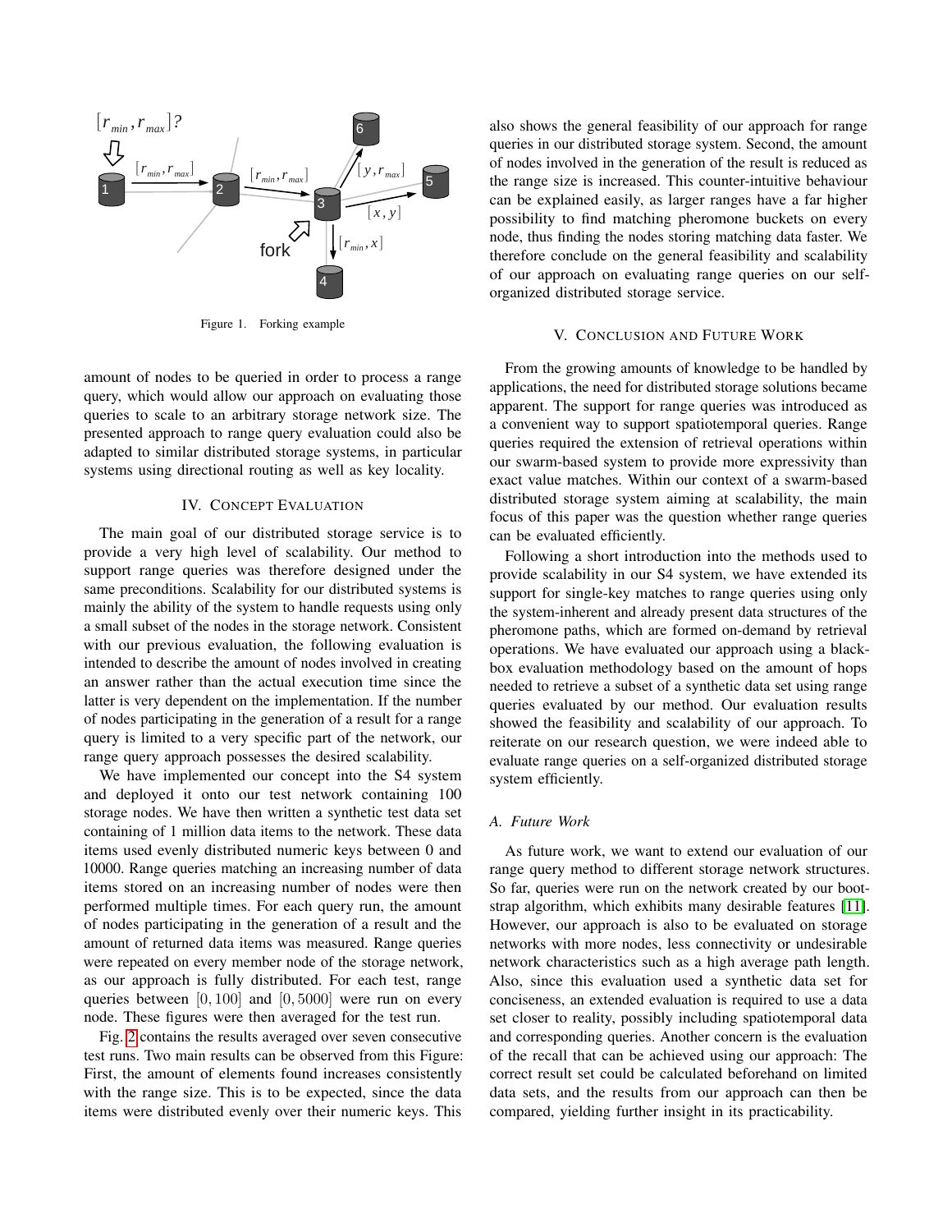Figure 1. Forking example

amount of nodes to be queried in order to process a range query, which would allow our approach on evaluating those queries to scale to an arbitrary storage network size. The presented approach to range query evaluation could also be adapted to similar distributed storage systems, in particular systems using directional routing as well as key locality.

## IV. Concept Evaluation

The main goal of our distributed storage service is to provide a very high level of scalability. Our method to support range queries was therefore designed under the same preconditions. Scalability for our distributed systems is mainly the ability of the system to handle requests using only a small subset of the nodes in the storage network. Consistent with our previous evaluation, the following evaluation is intended to describe the amount of nodes involved in creating an answer rather than the actual execution time since the latter is very dependent on the implementation. If the number of nodes participating in the generation of a result for a range query is limited to a very specific part of the network, our range query approach possesses the desired scalability.

We have implemented our concept into the S4 system and deployed it onto our test network containing 100 storage nodes. We have then written a synthetic test data set containing of 1 million data items to the network. These data items used evenly distributed numeric keys between 0 and 10000. Range queries matching an increasing number of data items stored on an increasing number of nodes were then performed multiple times. For each query run, the amount of nodes participating in the generation of a result and the amount of returned data items was measured. Range queries were repeated on every member node of the storage network, as our approach is fully distributed. For each test, range queries between $[0, 100]$ and $[0, 5000]$ were run on every node. These figures were then averaged for the test run.

Fig. 2 contains the results averaged over seven consecutive test runs. Two main results can be observed from this Figure: First, the amount of elements found increases consistently with the range size. This is to be expected, since the data items were distributed evenly over their numeric keys. This also shows the general feasibility of our approach for range queries in our distributed storage system. Second, the amount of nodes involved in the generation of the result is reduced as the range size is increased. This counter-intuitive behaviour can be explained easily, as larger ranges have a far higher possibility to find matching pheromone buckets on every node, thus finding the nodes storing matching data faster. We therefore conclude on the general feasibility and scalability of our approach on evaluating range queries on our self-organized distributed storage service.

## V. Conclusion and Future Work

From the growing amounts of knowledge to be handled by applications, the need for distributed storage solutions became apparent. The support for range queries was introduced as a convenient way to support spatiotemporal queries. Range queries required the extension of retrieval operations within our swarm-based system to provide more expressivity than exact value matches. Within our context of a swarm-based distributed storage system aiming at scalability, the main focus of this paper was the question whether range queries can be evaluated efficiently.

Following a short introduction into the methods used to provide scalability in our S4 system, we have extended its support for single-key matches to range queries using only the system-inherent and already present data structures of the pheromone paths, which are formed on-demand by retrieval operations. We have evaluated our approach using a black-box evaluation methodology based on the amount of hops needed to retrieve a subset of a synthetic data set using range queries evaluated by our method. Our evaluation results showed the feasibility and scalability of our approach. To reiterate on our research question, we were indeed able to evaluate range queries on a self-organized distributed storage system efficiently.

### A. Future Work

As future work, we want to extend our evaluation of our range query method to different storage network structures. So far, queries were run on the network created by our bootstrap algorithm, which exhibits many desirable features [11]. However, our approach is also to be evaluated on storage networks with more nodes, less connectivity or undesirable network characteristics such as a high average path length. Also, since this evaluation used a synthetic data set for conciseness, an extended evaluation is required to use a data set closer to reality, possibly including spatiotemporal data and corresponding queries. Another concern is the evaluation of the recall that can be achieved using our approach: The correct result set could be calculated beforehand on limited data sets, and the results from our approach can then be compared, yielding further insight in its practicability.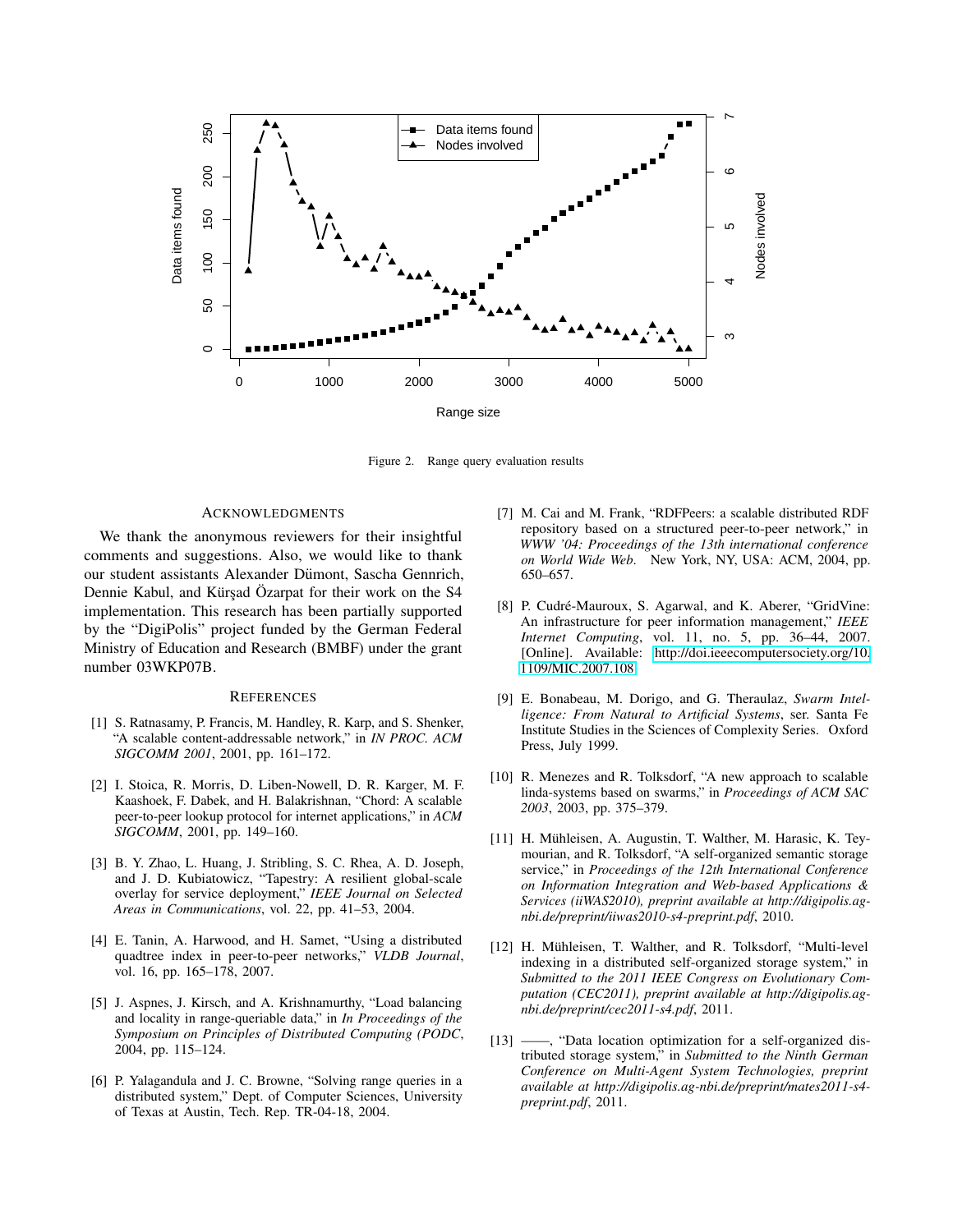Data items found
Nodes involved

Data items found
0
50
100
150
200
250

Nodes involved
3
4
5
6
7

Range size
0
1000
2000
3000
4000
5000

Figure 2. Range query evaluation results

## Acknowledgments

We thank the anonymous reviewers for their insightful comments and suggestions. Also, we would like to thank our student assistants Alexander Dümont, Sascha Gennrich, Dennie Kabul, and Kürşad Özarpat for their work on the S4 implementation. This research has been partially supported by the "DigiPolis" project funded by the German Federal Ministry of Education and Research (BMBF) under the grant number 03WKP07B.

## References

[1] S. Ratnasamy, P. Francis, M. Handley, R. Karp, and S. Shenker, "A scalable content-addressable network," in *IN PROC. ACM SIGCOMM 2001*, 2001, pp. 161–172.

[2] I. Stoica, R. Morris, D. Liben-Nowell, D. R. Karger, M. F. Kaashoek, F. Dabek, and H. Balakrishnan, "Chord: A scalable peer-to-peer lookup protocol for internet applications," in *ACM SIGCOMM*, 2001, pp. 149–160.

[3] B. Y. Zhao, L. Huang, J. Stribling, S. C. Rhea, A. D. Joseph, and J. D. Kubiatowicz, "Tapestry: A resilient global-scale overlay for service deployment," *IEEE Journal on Selected Areas in Communications*, vol. 22, pp. 41–53, 2004.

[4] E. Tanin, A. Harwood, and H. Samet, "Using a distributed quadtree index in peer-to-peer networks," *VLDB Journal*, vol. 16, pp. 165–178, 2007.

[5] J. Aspnes, J. Kirsch, and A. Krishnamurthy, "Load balancing and locality in range-queriable data," in *In Proceedings of the Symposium on Principles of Distributed Computing (PODC*, 2004, pp. 115–124.

[6] P. Yalagandula and J. C. Browne, "Solving range queries in a distributed system," Dept. of Computer Sciences, University of Texas at Austin, Tech. Rep. TR-04-18, 2004.

[7] M. Cai and M. Frank, "RDFPeers: a scalable distributed RDF repository based on a structured peer-to-peer network," in *WWW '04: Proceedings of the 13th international conference on World Wide Web*. New York, NY, USA: ACM, 2004, pp. 650–657.

[8] P. Cudré-Mauroux, S. Agarwal, and K. Aberer, "GridVine: An infrastructure for peer information management," *IEEE Internet Computing*, vol. 11, no. 5, pp. 36–44, 2007. [Online]. Available: http://doi.ieeecomputersociety.org/10.1109/MIC.2007.108

[9] E. Bonabeau, M. Dorigo, and G. Theraulaz, *Swarm Intelligence: From Natural to Artificial Systems*, ser. Santa Fe Institute Studies in the Sciences of Complexity Series. Oxford Press, July 1999.

[10] R. Menezes and R. Tolksdorf, "A new approach to scalable linda-systems based on swarms," in *Proceedings of ACM SAC 2003*, 2003, pp. 375–379.

[11] H. Mühleisen, A. Augustin, T. Walther, M. Harasic, K. Teymourian, and R. Tolksdorf, "A self-organized semantic storage service," in *Proceedings of the 12th International Conference on Information Integration and Web-based Applications & Services (iiWAS2010), preprint available at http://digipolis.ag-nbi.de/preprint/iiwas2010-s4-preprint.pdf*, 2010.

[12] H. Mühleisen, T. Walther, and R. Tolksdorf, "Multi-level indexing in a distributed self-organized storage system," in *Submitted to the 2011 IEEE Congress on Evolutionary Computation (CEC2011), preprint available at http://digipolis.ag-nbi.de/preprint/cec2011-s4.pdf*, 2011.

[13] ——, "Data location optimization for a self-organized distributed storage system," in *Submitted to the Ninth German Conference on Multi-Agent System Technologies, preprint available at http://digipolis.ag-nbi.de/preprint/mates2011-s4-preprint.pdf*, 2011.